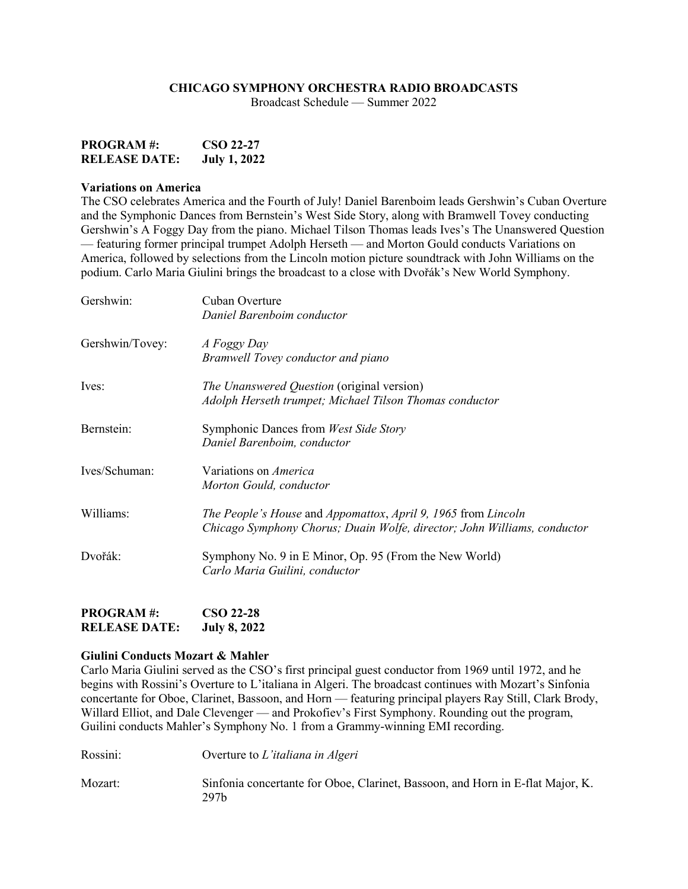# CHICAGO SYMPHONY ORCHESTRA RADIO BROADCASTS

Broadcast Schedule — Summer 2022

**PROGRAM #: CSO 22-27**
**RELEASE DATE: July 1, 2022**

**Variations on America**

The CSO celebrates America and the Fourth of July! Daniel Barenboim leads Gershwin's Cuban Overture and the Symphonic Dances from Bernstein's West Side Story, along with Bramwell Tovey conducting Gershwin's A Foggy Day from the piano. Michael Tilson Thomas leads Ives's The Unanswered Question — featuring former principal trumpet Adolph Herseth — and Morton Gould conducts Variations on America, followed by selections from the Lincoln motion picture soundtrack with John Williams on the podium. Carlo Maria Giulini brings the broadcast to a close with Dvořák's New World Symphony.

| | |
|---|---|
| Gershwin: | Cuban Overture<br>*Daniel Barenboim conductor* |
| Gershwin/Tovey: | *A Foggy Day*<br>*Bramwell Tovey conductor and piano* |
| Ives: | *The Unanswered Question* (original version)<br>*Adolph Herseth trumpet; Michael Tilson Thomas conductor* |
| Bernstein: | Symphonic Dances from *West Side Story*<br>*Daniel Barenboim, conductor* |
| Ives/Schuman: | Variations on *America*<br>*Morton Gould, conductor* |
| Williams: | *The People's House* and *Appomattox, April 9, 1965* from *Lincoln*<br>*Chicago Symphony Chorus; Duain Wolfe, director; John Williams, conductor* |
| Dvořák: | Symphony No. 9 in E Minor, Op. 95 (From the New World)<br>*Carlo Maria Guilini, conductor* |

**PROGRAM #: CSO 22-28**
**RELEASE DATE: July 8, 2022**

**Giulini Conducts Mozart & Mahler**

Carlo Maria Giulini served as the CSO's first principal guest conductor from 1969 until 1972, and he begins with Rossini's Overture to L'italiana in Algeri. The broadcast continues with Mozart's Sinfonia concertante for Oboe, Clarinet, Bassoon, and Horn — featuring principal players Ray Still, Clark Brody, Willard Elliot, and Dale Clevenger — and Prokofiev's First Symphony. Rounding out the program, Guilini conducts Mahler's Symphony No. 1 from a Grammy-winning EMI recording.

| | |
|---|---|
| Rossini: | Overture to *L'italiana in Algeri* |
| Mozart: | Sinfonia concertante for Oboe, Clarinet, Bassoon, and Horn in E-flat Major, K. 297b |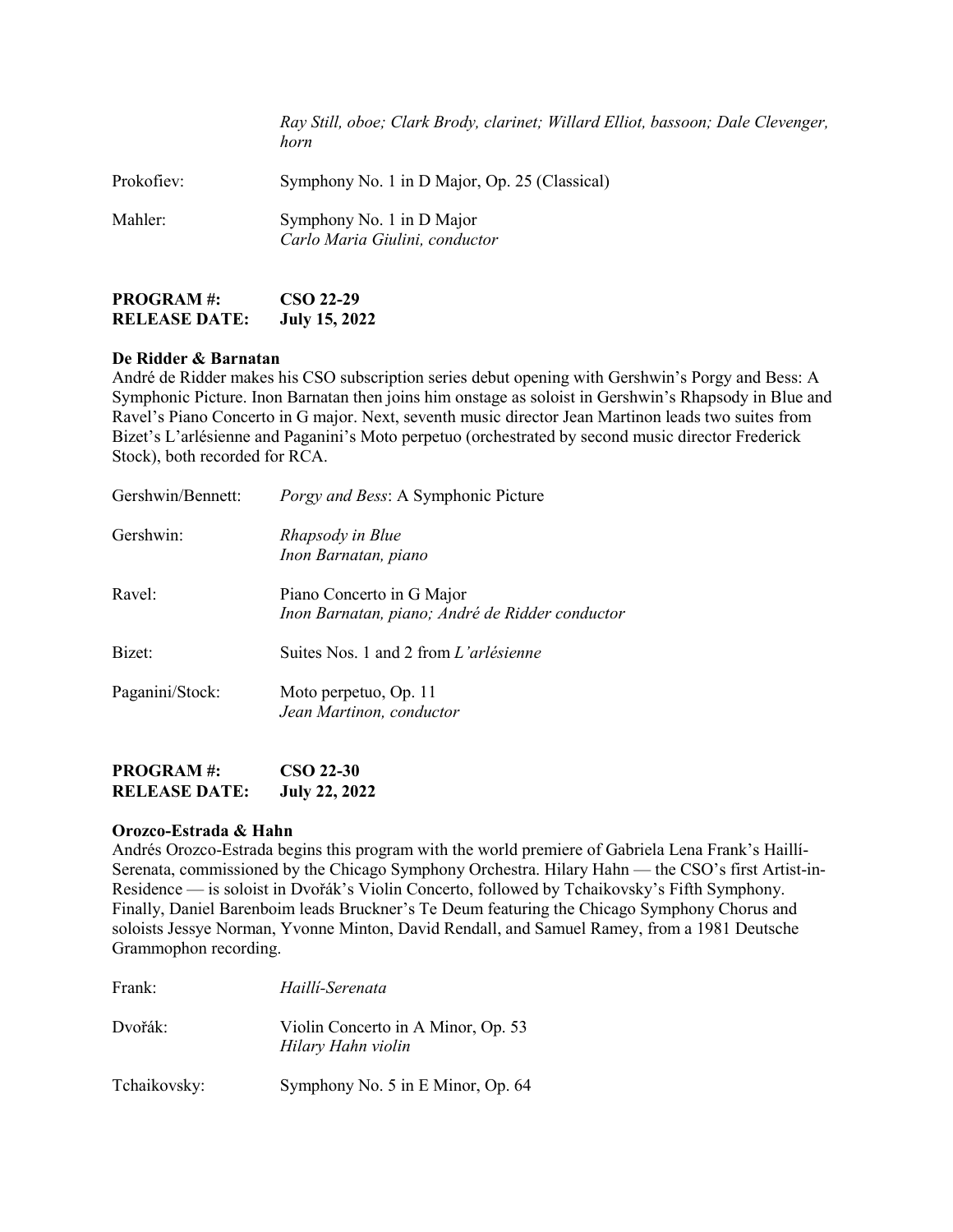*Ray Still, oboe; Clark Brody, clarinet; Willard Elliot, bassoon; Dale Clevenger, horn*

Prokofiev: Symphony No. 1 in D Major, Op. 25 (Classical)

Mahler: Symphony No. 1 in D Major
*Carlo Maria Giulini, conductor*

**PROGRAM #: CSO 22-29**
**RELEASE DATE: July 15, 2022**

**De Ridder & Barnatan**
André de Ridder makes his CSO subscription series debut opening with Gershwin's Porgy and Bess: A Symphonic Picture. Inon Barnatan then joins him onstage as soloist in Gershwin's Rhapsody in Blue and Ravel's Piano Concerto in G major. Next, seventh music director Jean Martinon leads two suites from Bizet's L'arlésienne and Paganini's Moto perpetuo (orchestrated by second music director Frederick Stock), both recorded for RCA.

Gershwin/Bennett: *Porgy and Bess*: A Symphonic Picture

Gershwin: *Rhapsody in Blue*
*Inon Barnatan, piano*

Ravel: Piano Concerto in G Major
*Inon Barnatan, piano; André de Ridder conductor*

Bizet: Suites Nos. 1 and 2 from *L'arlésienne*

Paganini/Stock: Moto perpetuo, Op. 11
*Jean Martinon, conductor*

**PROGRAM #: CSO 22-30**
**RELEASE DATE: July 22, 2022**

**Orozco-Estrada & Hahn**
Andrés Orozco-Estrada begins this program with the world premiere of Gabriela Lena Frank's Haillí-Serenata, commissioned by the Chicago Symphony Orchestra. Hilary Hahn — the CSO's first Artist-in-Residence — is soloist in Dvořák's Violin Concerto, followed by Tchaikovsky's Fifth Symphony. Finally, Daniel Barenboim leads Bruckner's Te Deum featuring the Chicago Symphony Chorus and soloists Jessye Norman, Yvonne Minton, David Rendall, and Samuel Ramey, from a 1981 Deutsche Grammophon recording.

Frank: *Haillí-Serenata*

Dvořák: Violin Concerto in A Minor, Op. 53
*Hilary Hahn violin*

Tchaikovsky: Symphony No. 5 in E Minor, Op. 64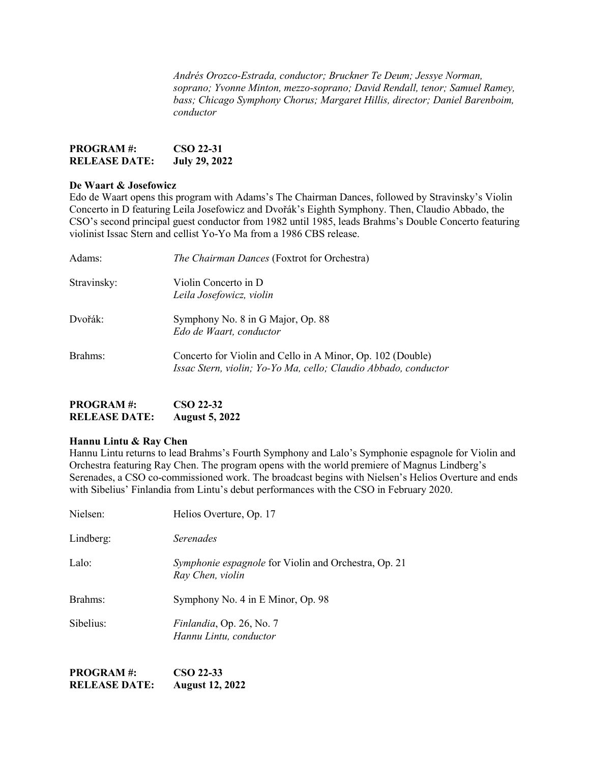*Andrés Orozco-Estrada, conductor; Bruckner Te Deum; Jessye Norman, soprano; Yvonne Minton, mezzo-soprano; David Rendall, tenor; Samuel Ramey, bass; Chicago Symphony Chorus; Margaret Hillis, director; Daniel Barenboim, conductor*

**PROGRAM #:** **CSO 22-31**
**RELEASE DATE:** **July 29, 2022**

**De Waart & Josefowicz**

Edo de Waart opens this program with Adams's The Chairman Dances, followed by Stravinsky's Violin Concerto in D featuring Leila Josefowicz and Dvořák's Eighth Symphony. Then, Claudio Abbado, the CSO's second principal guest conductor from 1982 until 1985, leads Brahms's Double Concerto featuring violinist Issac Stern and cellist Yo-Yo Ma from a 1986 CBS release.

Adams: *The Chairman Dances* (Foxtrot for Orchestra)

Stravinsky: Violin Concerto in D
*Leila Josefowicz, violin*

Dvořák: Symphony No. 8 in G Major, Op. 88
*Edo de Waart, conductor*

Brahms: Concerto for Violin and Cello in A Minor, Op. 102 (Double)
*Issac Stern, violin; Yo-Yo Ma, cello; Claudio Abbado, conductor*

**PROGRAM #:** **CSO 22-32**
**RELEASE DATE:** **August 5, 2022**

**Hannu Lintu & Ray Chen**

Hannu Lintu returns to lead Brahms's Fourth Symphony and Lalo's Symphonie espagnole for Violin and Orchestra featuring Ray Chen. The program opens with the world premiere of Magnus Lindberg's Serenades, a CSO co-commissioned work. The broadcast begins with Nielsen's Helios Overture and ends with Sibelius' Finlandia from Lintu's debut performances with the CSO in February 2020.

Nielsen: Helios Overture, Op. 17

Lindberg: *Serenades*

Lalo: *Symphonie espagnole* for Violin and Orchestra, Op. 21
*Ray Chen, violin*

Brahms: Symphony No. 4 in E Minor, Op. 98

Sibelius: *Finlandia*, Op. 26, No. 7
*Hannu Lintu, conductor*

**PROGRAM #:** **CSO 22-33**
**RELEASE DATE:** **August 12, 2022**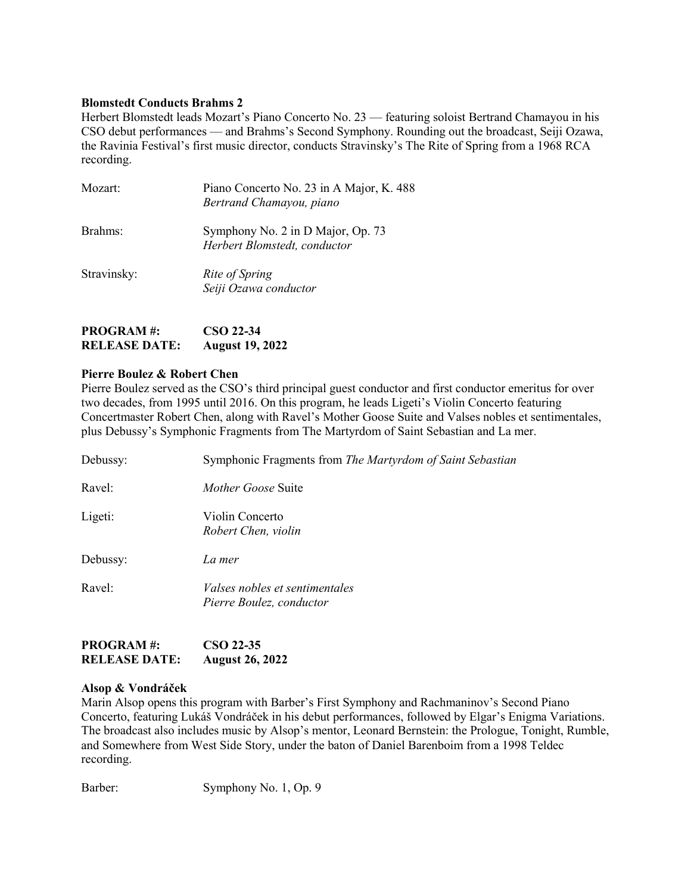**Blomstedt Conducts Brahms 2**

Herbert Blomstedt leads Mozart's Piano Concerto No. 23 — featuring soloist Bertrand Chamayou in his CSO debut performances — and Brahms's Second Symphony. Rounding out the broadcast, Seiji Ozawa, the Ravinia Festival's first music director, conducts Stravinsky's The Rite of Spring from a 1968 RCA recording.

| | |
|---|---|
| Mozart: | Piano Concerto No. 23 in A Major, K. 488<br>*Bertrand Chamayou, piano* |
| Brahms: | Symphony No. 2 in D Major, Op. 73<br>*Herbert Blomstedt, conductor* |
| Stravinsky: | *Rite of Spring*<br>*Seiji Ozawa conductor* |

**PROGRAM #: CSO 22-34**
**RELEASE DATE: August 19, 2022**

**Pierre Boulez & Robert Chen**

Pierre Boulez served as the CSO's third principal guest conductor and first conductor emeritus for over two decades, from 1995 until 2016. On this program, he leads Ligeti's Violin Concerto featuring Concertmaster Robert Chen, along with Ravel's Mother Goose Suite and Valses nobles et sentimentales, plus Debussy's Symphonic Fragments from The Martyrdom of Saint Sebastian and La mer.

| | |
|---|---|
| Debussy: | Symphonic Fragments from *The Martyrdom of Saint Sebastian* |
| Ravel: | *Mother Goose* Suite |
| Ligeti: | Violin Concerto<br>*Robert Chen, violin* |
| Debussy: | *La mer* |
| Ravel: | *Valses nobles et sentimentales*<br>*Pierre Boulez, conductor* |

**PROGRAM #: CSO 22-35**
**RELEASE DATE: August 26, 2022**

**Alsop & Vondráček**

Marin Alsop opens this program with Barber's First Symphony and Rachmaninov's Second Piano Concerto, featuring Lukáš Vondráček in his debut performances, followed by Elgar's Enigma Variations. The broadcast also includes music by Alsop's mentor, Leonard Bernstein: the Prologue, Tonight, Rumble, and Somewhere from West Side Story, under the baton of Daniel Barenboim from a 1998 Teldec recording.

| | |
|---|---|
| Barber: | Symphony No. 1, Op. 9 |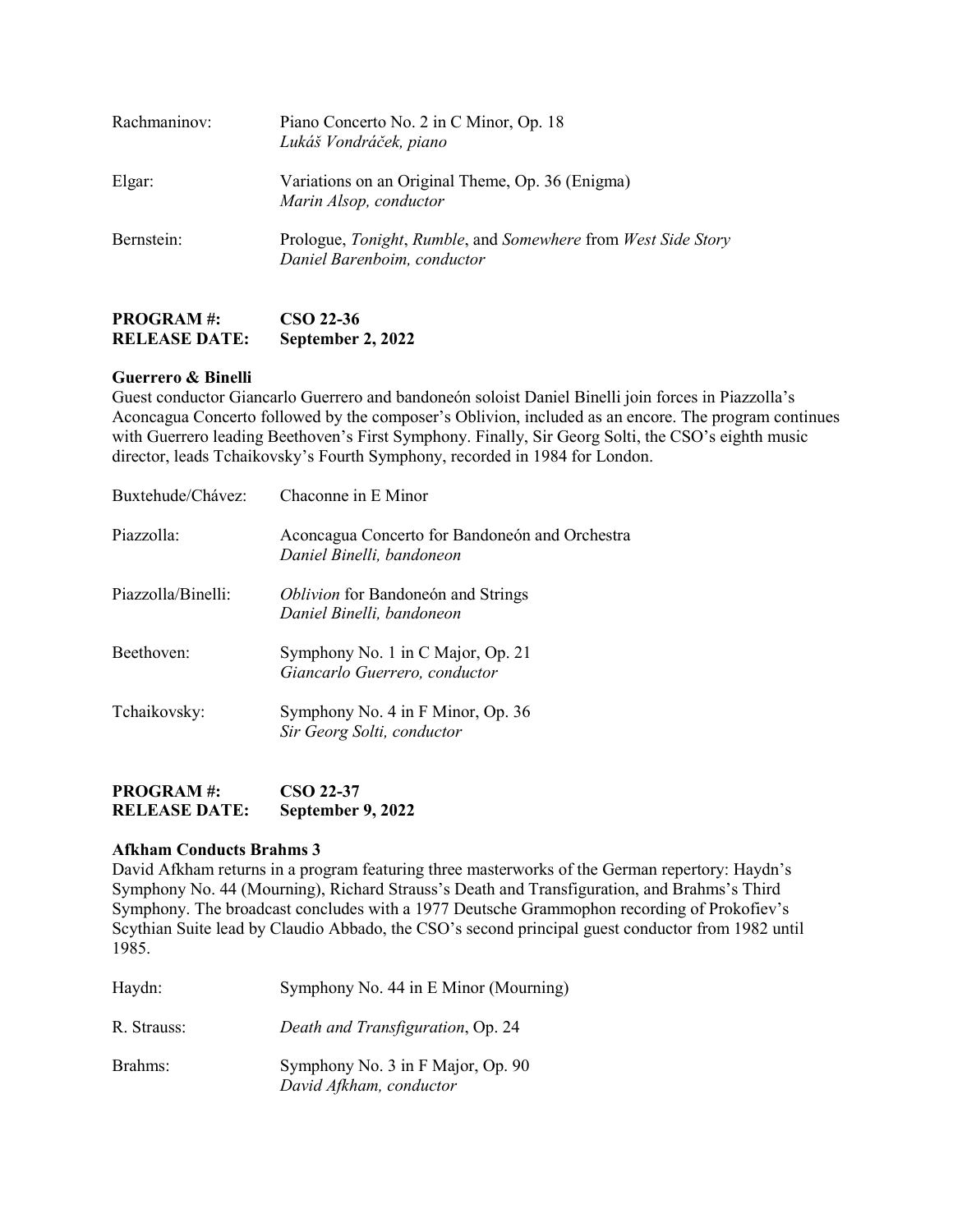| | |
|---|---|
| Rachmaninov: | Piano Concerto No. 2 in C Minor, Op. 18<br>*Lukáš Vondráček, piano* |
| Elgar: | Variations on an Original Theme, Op. 36 (Enigma)<br>*Marin Alsop, conductor* |
| Bernstein: | Prologue, *Tonight*, *Rumble*, and *Somewhere* from *West Side Story*<br>*Daniel Barenboim, conductor* |

**PROGRAM #: CSO 22-36**
**RELEASE DATE: September 2, 2022**

**Guerrero & Binelli**

Guest conductor Giancarlo Guerrero and bandoneón soloist Daniel Binelli join forces in Piazzolla's Aconcagua Concerto followed by the composer's Oblivion, included as an encore. The program continues with Guerrero leading Beethoven's First Symphony. Finally, Sir Georg Solti, the CSO's eighth music director, leads Tchaikovsky's Fourth Symphony, recorded in 1984 for London.

| | |
|---|---|
| Buxtehude/Chávez: | Chaconne in E Minor |
| Piazzolla: | Aconcagua Concerto for Bandoneón and Orchestra<br>*Daniel Binelli, bandoneon* |
| Piazzolla/Binelli: | *Oblivion* for Bandoneón and Strings<br>*Daniel Binelli, bandoneon* |
| Beethoven: | Symphony No. 1 in C Major, Op. 21<br>*Giancarlo Guerrero, conductor* |
| Tchaikovsky: | Symphony No. 4 in F Minor, Op. 36<br>*Sir Georg Solti, conductor* |

**PROGRAM #: CSO 22-37**
**RELEASE DATE: September 9, 2022**

**Afkham Conducts Brahms 3**

David Afkham returns in a program featuring three masterworks of the German repertory: Haydn's Symphony No. 44 (Mourning), Richard Strauss's Death and Transfiguration, and Brahms's Third Symphony. The broadcast concludes with a 1977 Deutsche Grammophon recording of Prokofiev's Scythian Suite lead by Claudio Abbado, the CSO's second principal guest conductor from 1982 until 1985.

| | |
|---|---|
| Haydn: | Symphony No. 44 in E Minor (Mourning) |
| R. Strauss: | *Death and Transfiguration*, Op. 24 |
| Brahms: | Symphony No. 3 in F Major, Op. 90<br>*David Afkham, conductor* |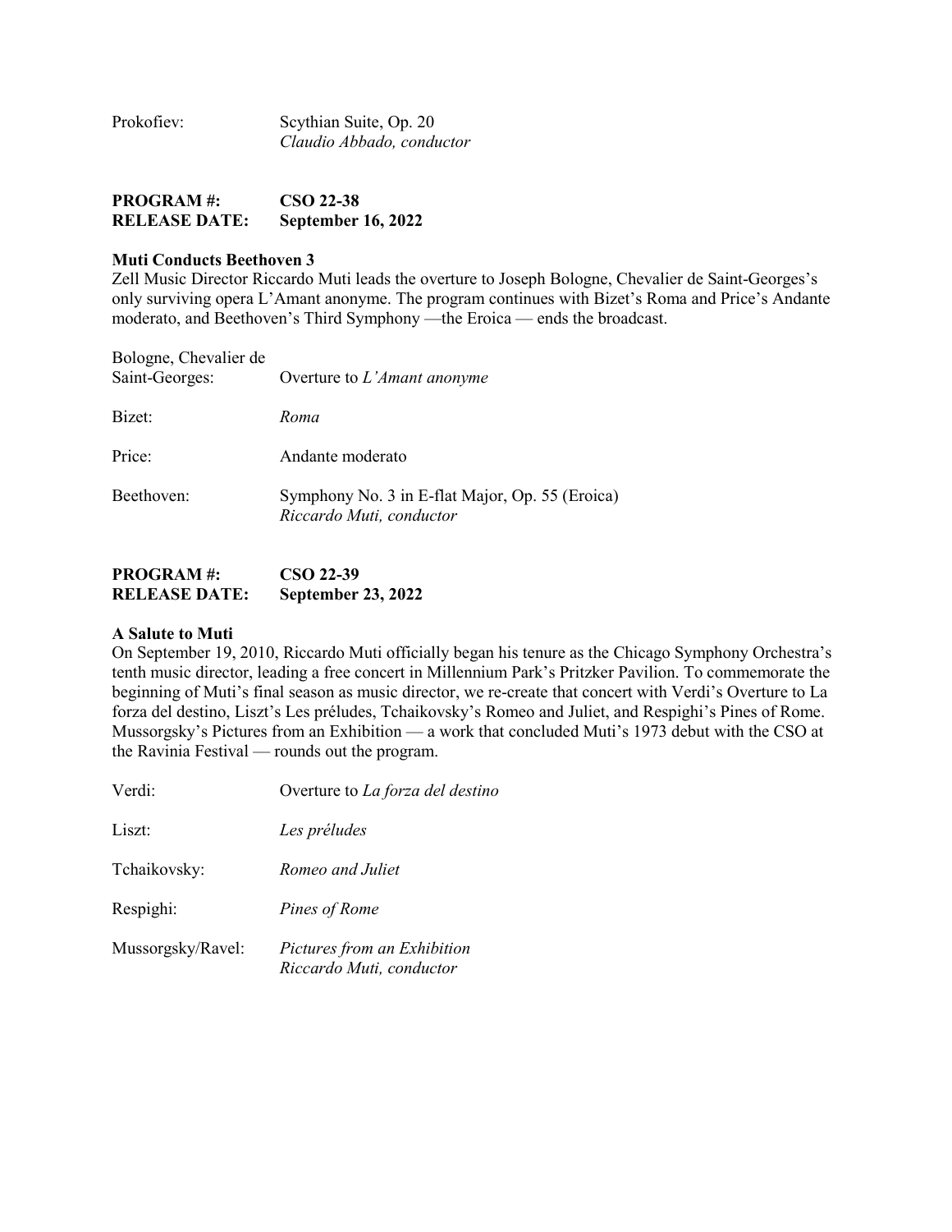Prokofiev: Scythian Suite, Op. 20
*Claudio Abbado, conductor*

**PROGRAM #: CSO 22-38**
**RELEASE DATE: September 16, 2022**

**Muti Conducts Beethoven 3**

Zell Music Director Riccardo Muti leads the overture to Joseph Bologne, Chevalier de Saint-Georges's only surviving opera L'Amant anonyme. The program continues with Bizet's Roma and Price's Andante moderato, and Beethoven's Third Symphony —the Eroica — ends the broadcast.

Bologne, Chevalier de Saint-Georges: Overture to *L'Amant anonyme*

Bizet: *Roma*

Price: Andante moderato

Beethoven: Symphony No. 3 in E-flat Major, Op. 55 (Eroica)
*Riccardo Muti, conductor*

**PROGRAM #: CSO 22-39**
**RELEASE DATE: September 23, 2022**

**A Salute to Muti**

On September 19, 2010, Riccardo Muti officially began his tenure as the Chicago Symphony Orchestra's tenth music director, leading a free concert in Millennium Park's Pritzker Pavilion. To commemorate the beginning of Muti's final season as music director, we re-create that concert with Verdi's Overture to La forza del destino, Liszt's Les préludes, Tchaikovsky's Romeo and Juliet, and Respighi's Pines of Rome. Mussorgsky's Pictures from an Exhibition — a work that concluded Muti's 1973 debut with the CSO at the Ravinia Festival — rounds out the program.

Verdi: Overture to *La forza del destino*

Liszt: *Les préludes*

Tchaikovsky: *Romeo and Juliet*

Respighi: *Pines of Rome*

Mussorgsky/Ravel: *Pictures from an Exhibition*
*Riccardo Muti, conductor*